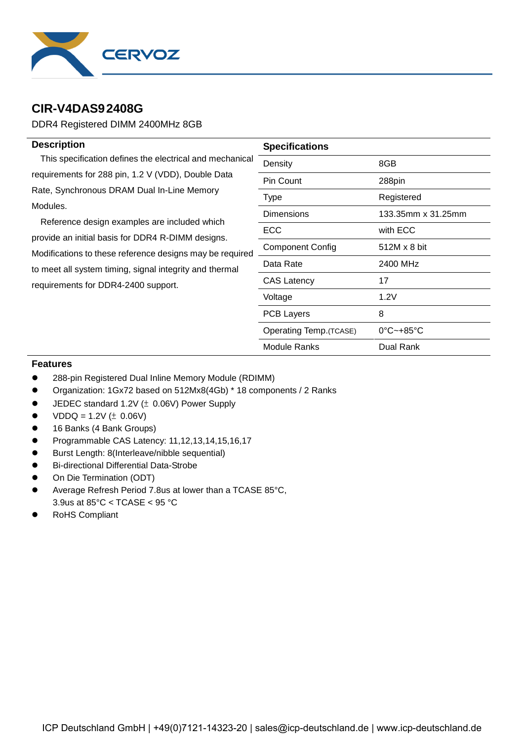CERVOZ

# CIR-V4DAS92408G

DDR4 Registered DIMM 2400MHz 8GB

## Description

This specification defines the electrical and mechanical requirements for 288 pin, 1.2 V (VDD), Double Data Rate, Synchronous DRAM Dual In-Line Memory Modules.

Reference design examples are included which provide an initial basis for DDR4 R-DIMM designs. Modifications to these reference designs may be required to meet all system timing, signal integrity and thermal requirements for DDR4-2400 support.

## Specifications

| Specifications | |
|---|---|
| Density | 8GB |
| Pin Count | 288pin |
| Type | Registered |
| Dimensions | 133.35mm x 31.25mm |
| ECC | with ECC |
| Component Config | 512M x 8 bit |
| Data Rate | 2400 MHz |
| CAS Latency | 17 |
| Voltage | 1.2V |
| PCB Layers | 8 |
| Operating Temp.(TCASE) | 0°C~+85°C |
| Module Ranks | Dual Rank |

## Features

- 288-pin Registered Dual Inline Memory Module (RDIMM)
- Organization: 1Gx72 based on 512Mx8(4Gb) * 18 components / 2 Ranks
- JEDEC standard 1.2V (± 0.06V) Power Supply
- VDDQ = 1.2V (± 0.06V)
- 16 Banks (4 Bank Groups)
- Programmable CAS Latency: 11,12,13,14,15,16,17
- Burst Length: 8(Interleave/nibble sequential)
- Bi-directional Differential Data-Strobe
- On Die Termination (ODT)
- Average Refresh Period 7.8us at lower than a TCASE 85°C, 3.9us at 85°C < TCASE < 95 °C
- RoHS Compliant

ICP Deutschland GmbH | +49(0)7121-14323-20 | sales@icp-deutschland.de | www.icp-deutschland.de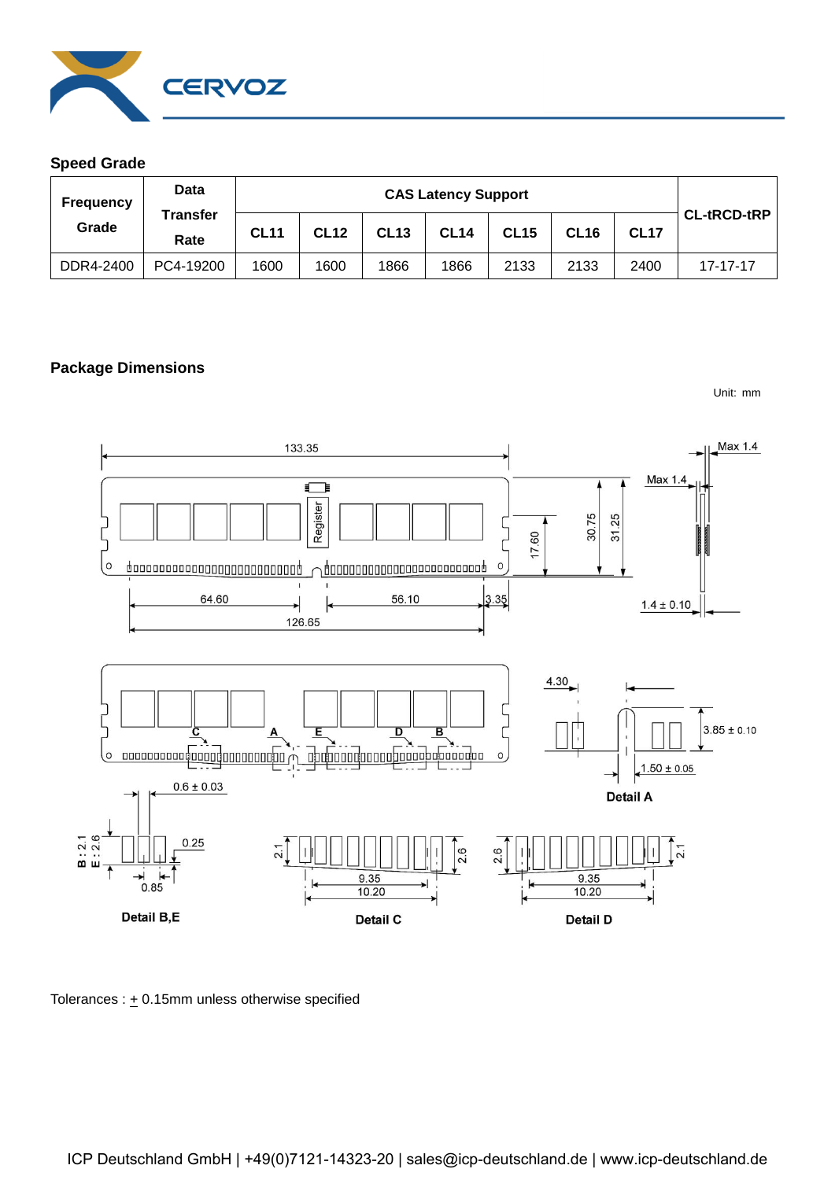## Speed Grade

| Frequency Grade | Data Transfer Rate | CAS Latency Support | | | | | | | CL-tRCD-tRP |
|---|---|---|---|---|---|---|---|---|---|
| | | CL11 | CL12 | CL13 | CL14 | CL15 | CL16 | CL17 | |
| DDR4-2400 | PC4-19200 | 1600 | 1600 | 1866 | 1866 | 2133 | 2133 | 2400 | 17-17-17 |

## Package Dimensions

Unit: mm

133.35
Register
17.60
30.75
31.25
Max 1.4
Max 1.4
1.4 ± 0.10
64.60
56.10
3.35
126.65

4.30
3.85 ± 0.10
1.50 ± 0.05
Detail A

C A E D B

0.6 ± 0.03
B : 2.1
E : 2.6
0.25
0.85
Detail B,E

2.1
2.6
9.35
10.20
Detail C

2.6
2.1
9.35
10.20
Detail D

Tolerances : ± 0.15mm unless otherwise specified

ICP Deutschland GmbH | +49(0)7121-14323-20 | sales@icp-deutschland.de | www.icp-deutschland.de